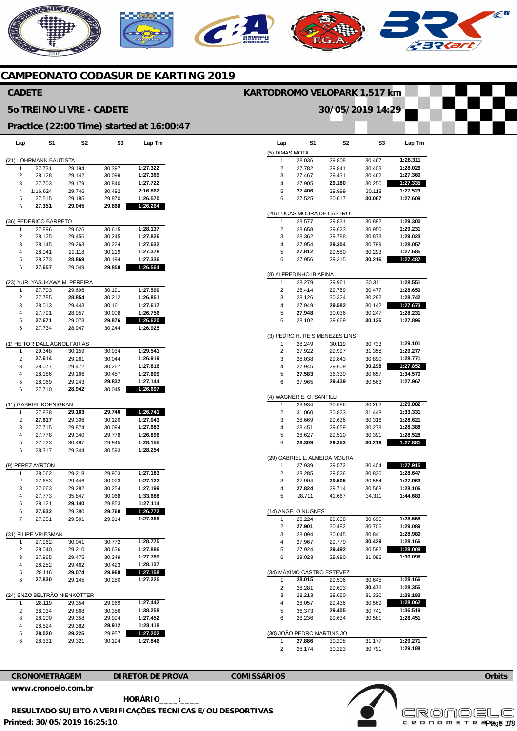# CAMPEONATO CODASUR DE KARTING 2019

## CADETE

**KARTODROMO VELOPARK 1,517 km**

## 5o TREINO LIVRE - CADETE

**30/05/2019 14:29**

## Practice (22:00 Time) started at 16:00:47

| Lap | S1 | S2 | S3 | Lap Tm |
|---|---|---|---|---|
| **(21) LOHRMANN BAUTISTA** | | | | |
| 1 | 27.731 | 29.194 | 30.397 | **1:27.322** |
| 2 | 28.128 | 29.142 | 30.099 | **1:27.369** |
| 3 | 27.703 | 29.179 | 30.840 | **1:27.722** |
| 4 | 1:16.624 | 29.746 | 30.492 | **2:16.862** |
| 5 | 27.515 | 29.185 | 29.870 | **1:26.570** |
| 6 | **27.351** | **29.045** | **29.868** | **1:26.264** |
| **(36) FEDERICO BARRETO** | | | | |
| 1 | 27.896 | 29.626 | 30.615 | **1:28.137** |
| 2 | 28.125 | 29.456 | 30.245 | **1:27.826** |
| 3 | 28.145 | 29.263 | 30.224 | **1:27.632** |
| 4 | 28.041 | 29.118 | 30.219 | **1:27.378** |
| 5 | 28.273 | **28.869** | 30.194 | **1:27.336** |
| 6 | **27.657** | 29.049 | **29.858** | **1:26.564** |
| **(23) YURI YASUKAWA M. PEREIRA** | | | | |
| 1 | 27.703 | 29.696 | 30.191 | **1:27.590** |
| 2 | 27.785 | **28.854** | 30.212 | **1:26.851** |
| 3 | 28.013 | 29.443 | 30.161 | **1:27.617** |
| 4 | 27.791 | 28.957 | 30.008 | **1:26.756** |
| 5 | **27.671** | 29.073 | **29.876** | **1:26.620** |
| 6 | 27.734 | 28.947 | 30.244 | **1:26.925** |
| **(1) HEITOR DALL AGNOL FARIAS** | | | | |
| 1 | 29.348 | 30.159 | 30.034 | **1:29.541** |
| 2 | **27.614** | 29.261 | 30.044 | **1:26.919** |
| 3 | 28.077 | 29.472 | 30.267 | **1:27.816** |
| 4 | 28.186 | 29.166 | 30.457 | **1:27.809** |
| 5 | 28.069 | 29.243 | **29.832** | **1:27.144** |
| 6 | 27.710 | **28.942** | 30.045 | **1:26.697** |
| **(11) GABRIEL KOENIGKAN** | | | | |
| 1 | 27.838 | **29.163** | **29.740** | **1:26.741** |
| 2 | **27.617** | 29.306 | 30.120 | **1:27.043** |
| 3 | 27.715 | 29.874 | 30.094 | **1:27.683** |
| 4 | 27.778 | 29.340 | 29.778 | **1:26.896** |
| 5 | 27.723 | 30.487 | 29.945 | **1:28.155** |
| 6 | 28.317 | 29.344 | 30.593 | **1:28.254** |
| **(9) PEREZ AYRTON** | | | | |
| 1 | 28.062 | 29.218 | 29.903 | **1:27.183** |
| 2 | 27.653 | 29.446 | 30.023 | **1:27.122** |
| 3 | 27.663 | 29.282 | 30.254 | **1:27.199** |
| 4 | 27.773 | 35.847 | 30.068 | **1:33.688** |
| 5 | 28.121 | **29.140** | 29.853 | **1:27.114** |
| 6 | **27.632** | 29.380 | **29.760** | **1:26.772** |
| 7 | 27.951 | 29.501 | 29.914 | **1:27.366** |
| **(31) FILIPE VRIESMAN** | | | | |
| 1 | 27.962 | 30.041 | 30.772 | **1:28.775** |
| 2 | 28.040 | 29.210 | 30.636 | **1:27.886** |
| 3 | 27.965 | 29.475 | 30.349 | **1:27.789** |
| 4 | 28.252 | 29.462 | 30.423 | **1:28.137** |
| 5 | 28.116 | **29.074** | **29.968** | **1:27.158** |
| 6 | **27.830** | 29.145 | 30.250 | **1:27.225** |
| **(24) ENZO BELTRÃO NIENKÖTTER** | | | | |
| 1 | 28.119 | 29.354 | 29.969 | **1:27.442** |
| 2 | 38.034 | 29.868 | 30.356 | **1:38.258** |
| 3 | 28.100 | 29.358 | 29.994 | **1:27.452** |
| 4 | 28.824 | 29.382 | **29.912** | **1:28.118** |
| 5 | **28.020** | **29.225** | 29.957 | **1:27.202** |
| 6 | 28.331 | 29.321 | 30.194 | **1:27.846** |
| **(5) DIMAS MOTA** | | | | |
| 1 | 28.036 | 29.808 | 30.467 | **1:28.311** |
| 2 | 27.782 | 29.841 | 30.403 | **1:28.026** |
| 3 | 27.467 | 29.431 | 30.462 | **1:27.360** |
| 4 | 27.905 | **29.180** | 30.250 | **1:27.335** |
| 5 | **27.406** | 29.999 | 30.118 | **1:27.523** |
| 6 | 27.525 | 30.017 | **30.067** | **1:27.609** |
| **(20) LUCAS MOURA DE CASTRO** | | | | |
| 1 | 28.577 | 29.831 | 30.892 | **1:29.300** |
| 2 | 28.658 | 29.623 | 30.950 | **1:29.231** |
| 3 | 28.362 | 29.788 | 30.873 | **1:29.023** |
| 4 | 27.954 | **29.304** | 30.799 | **1:28.057** |
| 5 | **27.812** | 29.580 | 30.293 | **1:27.685** |
| 6 | 27.956 | 29.315 | **30.216** | **1:27.487** |
| **(8) ALFREDINHO IBIAPINA** | | | | |
| 1 | 28.279 | 29.961 | 30.311 | **1:28.551** |
| 2 | 28.414 | 29.759 | 30.477 | **1:28.650** |
| 3 | 28.126 | 30.324 | 30.292 | **1:28.742** |
| 4 | 27.949 | **29.582** | 30.142 | **1:27.673** |
| 5 | **27.948** | 30.036 | 30.247 | **1:28.231** |
| 6 | 28.102 | 29.669 | **30.125** | **1:27.896** |
| **(3) PEDRO H. REIS MENEZES LINS** | | | | |
| 1 | 28.249 | 30.119 | 30.733 | **1:29.101** |
| 2 | 27.922 | 29.997 | 31.358 | **1:29.277** |
| 3 | 28.038 | 29.843 | 30.890 | **1:28.771** |
| 4 | 27.945 | 29.609 | **30.298** | **1:27.852** |
| 5 | **27.583** | 36.330 | 30.657 | **1:34.570** |
| 6 | 27.965 | **29.439** | 30.563 | **1:27.967** |
| **(4) WAGNER E. O. SANTILLI** | | | | |
| 1 | 28.934 | 30.686 | 30.262 | **1:29.882** |
| 2 | 31.060 | 30.823 | 31.448 | **1:33.331** |
| 3 | 28.669 | 29.636 | 30.316 | **1:28.621** |
| 4 | 28.451 | 29.659 | 30.278 | **1:28.388** |
| 5 | 28.627 | 29.510 | 30.391 | **1:28.528** |
| 6 | **28.309** | **29.353** | **30.219** | **1:27.881** |
| **(29) GABRIEL L. ALMEIDA MOURA** | | | | |
| 1 | 27.939 | 29.572 | 30.404 | **1:27.915** |
| 2 | 28.285 | 29.526 | 30.836 | **1:28.647** |
| 3 | 27.904 | **29.505** | 30.554 | **1:27.963** |
| 4 | **27.824** | 29.714 | 30.568 | **1:28.106** |
| 5 | 28.711 | 41.667 | 34.311 | **1:44.689** |
| **(14) ANGELO NUGNES** | | | | |
| 1 | 28.224 | 29.638 | 30.696 | **1:28.558** |
| 2 | **27.901** | 30.482 | 30.706 | **1:29.089** |
| 3 | 28.094 | 30.045 | 30.841 | **1:28.980** |
| 4 | 27.967 | 29.770 | **30.429** | **1:28.166** |
| 5 | 27.924 | **29.492** | 30.592 | **1:28.008** |
| 6 | 29.023 | 29.980 | 31.095 | **1:30.098** |
| **(34) MÁXIMO CASTRO ESTÉVEZ** | | | | |
| 1 | **28.015** | 29.506 | 30.645 | **1:28.166** |
| 2 | 28.281 | 29.603 | **30.471** | **1:28.355** |
| 3 | 28.213 | 29.650 | 31.320 | **1:29.183** |
| 4 | 28.057 | 29.436 | 30.569 | **1:28.062** |
| 5 | 36.373 | **29.405** | 30.741 | **1:36.519** |
| 6 | 28.236 | 29.634 | 30.581 | **1:28.451** |
| **(30) JOÃO PEDRO MARTINS JO** | | | | |
| 1 | **27.886** | 30.208 | 31.177 | **1:29.271** |
| 2 | 28.174 | 30.223 | 30.791 | **1:29.188** |

**CRONOMETRAGEM** **DIRETOR DE PROVA** **COMISSÁRIOS** **Orbits**

**www.cronoelo.com.br**

**HORÁRIO____:____**

**RESULTADO SUJEITO A VERIFICAÇÕES TECNICAS E/OU DESPORTIVAS**

**Printed: 30/05/2019 16:25:10**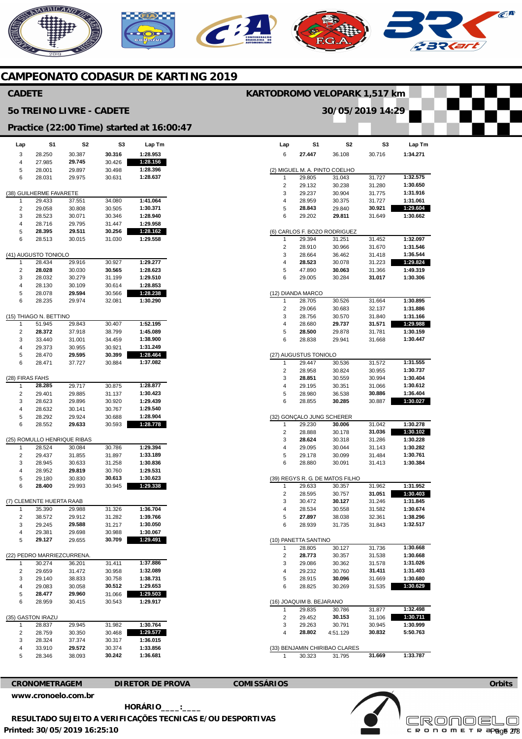# CAMPEONATO CODASUR DE KARTING 2019

## CADETE

**KARTODROMO VELOPARK 1,517 km**

### 5o TREINO LIVRE - CADETE

**30/05/2019 14:29**

### Practice (22:00 Time) started at 16:00:47

| Lap | S1 | S2 | S3 | Lap Tm |
|---|---|---|---|---|
| 3 | 28.250 | 30.387 | **30.316** | **1:28.953** |
| 4 | 27.985 | **29.745** | 30.426 | **1:28.156** |
| 5 | 28.001 | 29.897 | 30.498 | **1:28.396** |
| 6 | 28.031 | 29.975 | 30.631 | **1:28.637** |

(38) GUILHERME FAVARETE

| Lap | S1 | S2 | S3 | Lap Tm |
|---|---|---|---|---|
| 1 | 29.433 | 37.551 | 34.080 | **1:41.064** |
| 2 | 29.058 | 30.808 | 30.505 | **1:30.371** |
| 3 | 28.523 | 30.071 | 30.346 | **1:28.940** |
| 4 | 28.716 | 29.795 | 31.447 | **1:29.958** |
| 5 | **28.395** | **29.511** | **30.256** | **1:28.162** |
| 6 | 28.513 | 30.015 | 31.030 | **1:29.558** |

(41) AUGUSTO TONIOLO

| Lap | S1 | S2 | S3 | Lap Tm |
|---|---|---|---|---|
| 1 | 28.434 | 29.916 | 30.927 | **1:29.277** |
| 2 | **28.028** | 30.030 | **30.565** | **1:28.623** |
| 3 | 28.032 | 30.279 | 31.199 | **1:29.510** |
| 4 | 28.130 | 30.109 | 30.614 | **1:28.853** |
| 5 | 28.078 | **29.594** | 30.566 | **1:28.238** |
| 6 | 28.235 | 29.974 | 32.081 | **1:30.290** |

(15) THIAGO N. BETTINO

| Lap | S1 | S2 | S3 | Lap Tm |
|---|---|---|---|---|
| 1 | 51.945 | 29.843 | 30.407 | **1:52.195** |
| 2 | **28.372** | 37.918 | 38.799 | **1:45.089** |
| 3 | 33.440 | 31.001 | 34.459 | **1:38.900** |
| 4 | 29.373 | 30.955 | 30.921 | **1:31.249** |
| 5 | 28.470 | **29.595** | **30.399** | **1:28.464** |
| 6 | 28.471 | 37.727 | 30.884 | **1:37.082** |

(28) FIRAS FAHS

| Lap | S1 | S2 | S3 | Lap Tm |
|---|---|---|---|---|
| 1 | **28.285** | 29.717 | 30.875 | **1:28.877** |
| 2 | 29.401 | 29.885 | 31.137 | **1:30.423** |
| 3 | 28.623 | 29.896 | 30.920 | **1:29.439** |
| 4 | 28.632 | 30.141 | 30.767 | **1:29.540** |
| 5 | 28.292 | 29.924 | 30.688 | **1:28.904** |
| 6 | 28.552 | **29.633** | 30.593 | **1:28.778** |

(25) ROMULLO HENRIQUE RIBAS

| Lap | S1 | S2 | S3 | Lap Tm |
|---|---|---|---|---|
| 1 | 28.524 | 30.084 | 30.786 | **1:29.394** |
| 2 | 29.437 | 31.855 | 31.897 | **1:33.189** |
| 3 | 28.945 | 30.633 | 31.258 | **1:30.836** |
| 4 | 28.952 | **29.819** | 30.760 | **1:29.531** |
| 5 | 29.180 | 30.830 | **30.613** | **1:30.623** |
| 6 | **28.400** | 29.993 | 30.945 | **1:29.338** |

(7) CLEMENTE HUERTA RAAB

| Lap | S1 | S2 | S3 | Lap Tm |
|---|---|---|---|---|
| 1 | 35.390 | 29.988 | 31.326 | **1:36.704** |
| 2 | 38.572 | 29.912 | 31.282 | **1:39.766** |
| 3 | 29.245 | **29.588** | 31.217 | **1:30.050** |
| 4 | 29.381 | 29.698 | 30.988 | **1:30.067** |
| 5 | **29.127** | 29.655 | **30.709** | **1:29.491** |

(22) PEDRO MARRIEZCURRENA.

| Lap | S1 | S2 | S3 | Lap Tm |
|---|---|---|---|---|
| 1 | 30.274 | 36.201 | 31.411 | **1:37.886** |
| 2 | 29.659 | 31.472 | 30.958 | **1:32.089** |
| 3 | 29.140 | 38.833 | 30.758 | **1:38.731** |
| 4 | 29.083 | 30.058 | **30.512** | **1:29.653** |
| 5 | **28.477** | **29.960** | 31.066 | **1:29.503** |
| 6 | 28.959 | 30.415 | 30.543 | **1:29.917** |

(35) GASTON IRAZU

| Lap | S1 | S2 | S3 | Lap Tm |
|---|---|---|---|---|
| 1 | 28.837 | 29.945 | 31.982 | **1:30.764** |
| 2 | 28.759 | 30.350 | 30.468 | **1:29.577** |
| 3 | 28.324 | 37.374 | 30.317 | **1:36.015** |
| 4 | 33.910 | **29.572** | 30.374 | **1:33.856** |
| 5 | 28.346 | 38.093 | **30.242** | **1:36.681** |

| Lap | S1 | S2 | S3 | Lap Tm |
|---|---|---|---|---|
| 6 | **27.447** | 36.108 | 30.716 | **1:34.271** |

(2) MIGUEL M. A. PINTO COELHO

| Lap | S1 | S2 | S3 | Lap Tm |
|---|---|---|---|---|
| 1 | 29.805 | 31.043 | 31.727 | **1:32.575** |
| 2 | 29.132 | 30.238 | 31.280 | **1:30.650** |
| 3 | 29.237 | 30.904 | 31.775 | **1:31.916** |
| 4 | 28.959 | 30.375 | 31.727 | **1:31.061** |
| 5 | **28.843** | 29.840 | **30.921** | **1:29.604** |
| 6 | 29.202 | **29.811** | 31.649 | **1:30.662** |

(6) CARLOS F. BOZO RODRIGUEZ

| Lap | S1 | S2 | S3 | Lap Tm |
|---|---|---|---|---|
| 1 | 29.394 | 31.251 | 31.452 | **1:32.097** |
| 2 | 28.910 | 30.966 | 31.670 | **1:31.546** |
| 3 | 28.664 | 36.462 | 31.418 | **1:36.544** |
| 4 | **28.523** | 30.078 | 31.223 | **1:29.824** |
| 5 | 47.890 | **30.063** | 31.366 | **1:49.319** |
| 6 | 29.005 | 30.284 | **31.017** | **1:30.306** |

(12) DIANDA MARCO

| Lap | S1 | S2 | S3 | Lap Tm |
|---|---|---|---|---|
| 1 | 28.705 | 30.526 | 31.664 | **1:30.895** |
| 2 | 29.066 | 30.683 | 32.137 | **1:31.886** |
| 3 | 28.756 | 30.570 | 31.840 | **1:31.166** |
| 4 | 28.680 | **29.737** | **31.571** | **1:29.988** |
| 5 | **28.500** | 29.878 | 31.781 | **1:30.159** |
| 6 | 28.838 | 29.941 | 31.668 | **1:30.447** |

(27) AUGUSTUS TONIOLO

| Lap | S1 | S2 | S3 | Lap Tm |
|---|---|---|---|---|
| 1 | 29.447 | 30.536 | 31.572 | **1:31.555** |
| 2 | 28.958 | 30.824 | 30.955 | **1:30.737** |
| 3 | **28.851** | 30.559 | 30.994 | **1:30.404** |
| 4 | 29.195 | 30.351 | 31.066 | **1:30.612** |
| 5 | 28.980 | 36.538 | **30.886** | **1:36.404** |
| 6 | 28.855 | **30.285** | 30.887 | **1:30.027** |

(32) GONÇALO JUNG SCHERER

| Lap | S1 | S2 | S3 | Lap Tm |
|---|---|---|---|---|
| 1 | 29.230 | **30.006** | 31.042 | **1:30.278** |
| 2 | 28.888 | 30.178 | **31.036** | **1:30.102** |
| 3 | **28.624** | 30.318 | 31.286 | **1:30.228** |
| 4 | 29.095 | 30.044 | 31.143 | **1:30.282** |
| 5 | 29.178 | 30.099 | 31.484 | **1:30.761** |
| 6 | 28.880 | 30.091 | 31.413 | **1:30.384** |

(39) REGYS R. G. DE MATOS FILHO

| Lap | S1 | S2 | S3 | Lap Tm |
|---|---|---|---|---|
| 1 | 29.633 | 30.357 | 31.962 | **1:31.952** |
| 2 | 28.595 | 30.757 | **31.051** | **1:30.403** |
| 3 | 30.472 | **30.127** | 31.246 | **1:31.845** |
| 4 | 28.534 | 30.558 | 31.582 | **1:30.674** |
| 5 | **27.897** | 38.038 | 32.361 | **1:38.296** |
| 6 | 28.939 | 31.735 | 31.843 | **1:32.517** |

(10) PANETTA SANTINO

| Lap | S1 | S2 | S3 | Lap Tm |
|---|---|---|---|---|
| 1 | 28.805 | 30.127 | 31.736 | **1:30.668** |
| 2 | **28.773** | 30.357 | 31.538 | **1:30.668** |
| 3 | 29.086 | 30.362 | 31.578 | **1:31.026** |
| 4 | 29.232 | 30.760 | **31.411** | **1:31.403** |
| 5 | 28.915 | **30.096** | 31.669 | **1:30.680** |
| 6 | 28.825 | 30.269 | 31.535 | **1:30.629** |

(16) JOAQUIM B. BEJARANO

| Lap | S1 | S2 | S3 | Lap Tm |
|---|---|---|---|---|
| 1 | 29.835 | 30.786 | 31.877 | **1:32.498** |
| 2 | 29.452 | **30.153** | 31.106 | **1:30.711** |
| 3 | 29.263 | 30.791 | 30.945 | **1:30.999** |
| 4 | **28.802** | 4:51.129 | **30.832** | **5:50.763** |

(33) BENJAMIN CHIRIBAO CLARES

| Lap | S1 | S2 | S3 | Lap Tm |
|---|---|---|---|---|
| 1 | 30.323 | 31.795 | **31.669** | **1:33.787** |

**CRONOMETRAGEM** **DIRETOR DE PROVA** **COMISSÁRIOS** **Orbits**

**www.cronoelo.com.br**

**HORÁRIO____:____**

**RESULTADO SUJEITO A VERIFICAÇÕES TECNICAS E/OU DESPORTIVAS**

**Printed: 30/05/2019 16:25:10**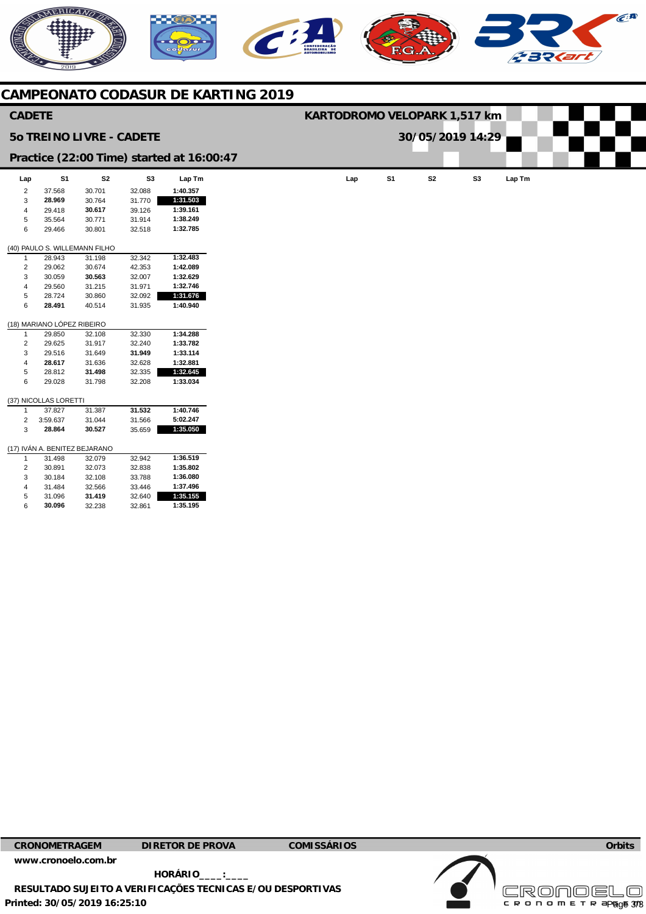## CAMPEONATO CODASUR DE KARTING 2019

**CADETE** — **KARTODROMO VELOPARK 1,517 km**

**5o TREINO LIVRE - CADETE** — **30/05/2019 14:29**

**Practice (22:00 Time) started at 16:00:47**

| Lap | S1 | S2 | S3 | Lap Tm |
|---|---|---|---|---|
| 2 | 37.568 | 30.701 | 32.088 | **1:40.357** |
| 3 | **28.969** | 30.764 | 31.770 | **1:31.503** |
| 4 | 29.418 | **30.617** | 39.126 | **1:39.161** |
| 5 | 35.564 | 30.771 | 31.914 | **1:38.249** |
| 6 | 29.466 | 30.801 | 32.518 | **1:32.785** |

(40) PAULO S. WILLEMANN FILHO

| Lap | S1 | S2 | S3 | Lap Tm |
|---|---|---|---|---|
| 1 | 28.943 | 31.198 | 32.342 | **1:32.483** |
| 2 | 29.062 | 30.674 | 42.353 | **1:42.089** |
| 3 | 30.059 | **30.563** | 32.007 | **1:32.629** |
| 4 | 29.560 | 31.215 | 31.971 | **1:32.746** |
| 5 | 28.724 | 30.860 | 32.092 | **1:31.676** |
| 6 | **28.491** | 40.514 | 31.935 | **1:40.940** |

(18) MARIANO LÓPEZ RIBEIRO

| Lap | S1 | S2 | S3 | Lap Tm |
|---|---|---|---|---|
| 1 | 29.850 | 32.108 | 32.330 | **1:34.288** |
| 2 | 29.625 | 31.917 | 32.240 | **1:33.782** |
| 3 | 29.516 | 31.649 | **31.949** | **1:33.114** |
| 4 | **28.617** | 31.636 | 32.628 | **1:32.881** |
| 5 | 28.812 | **31.498** | 32.335 | **1:32.645** |
| 6 | 29.028 | 31.798 | 32.208 | **1:33.034** |

(37) NICOLLAS LORETTI

| Lap | S1 | S2 | S3 | Lap Tm |
|---|---|---|---|---|
| 1 | 37.827 | 31.387 | **31.532** | **1:40.746** |
| 2 | 3:59.637 | 31.044 | 31.566 | **5:02.247** |
| 3 | **28.864** | **30.527** | 35.659 | **1:35.050** |

(17) IVÁN A. BENITEZ BEJARANO

| Lap | S1 | S2 | S3 | Lap Tm |
|---|---|---|---|---|
| 1 | 31.498 | 32.079 | 32.942 | **1:36.519** |
| 2 | 30.891 | 32.073 | 32.838 | **1:35.802** |
| 3 | 30.184 | 32.108 | 33.788 | **1:36.080** |
| 4 | 31.484 | 32.566 | 33.446 | **1:37.496** |
| 5 | 31.096 | **31.419** | 32.640 | **1:35.155** |
| 6 | **30.096** | 32.238 | 32.861 | **1:35.195** |

**CRONOMETRAGEM** **DIRETOR DE PROVA** **COMISSÁRIOS** **Orbits**

**www.cronoelo.com.br**

**HORÁRIO____:____**

**RESULTADO SUJEITO A VERIFICAÇÕES TECNICAS E/OU DESPORTIVAS**

**Printed: 30/05/2019 16:25:10**

CRONOELO CRONOMETRAGEM